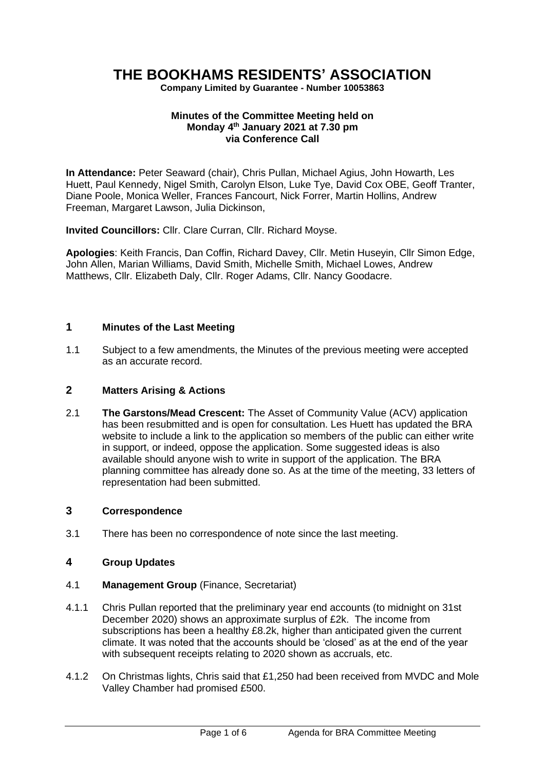# THE BOOKHAMS RESIDENTS' ASSOCIATION

**Company Limited by Guarantee - Number 10053863**

**Minutes of the Committee Meeting held on**
**Monday 4th January 2021 at 7.30 pm**
**via Conference Call**

**In Attendance:** Peter Seaward (chair), Chris Pullan, Michael Agius, John Howarth, Les Huett, Paul Kennedy, Nigel Smith, Carolyn Elson, Luke Tye, David Cox OBE, Geoff Tranter, Diane Poole, Monica Weller, Frances Fancourt, Nick Forrer, Martin Hollins, Andrew Freeman, Margaret Lawson, Julia Dickinson,

**Invited Councillors:** Cllr. Clare Curran, Cllr. Richard Moyse.

**Apologies**: Keith Francis, Dan Coffin, Richard Davey, Cllr. Metin Huseyin, Cllr Simon Edge, John Allen, Marian Williams, David Smith, Michelle Smith, Michael Lowes, Andrew Matthews, Cllr. Elizabeth Daly, Cllr. Roger Adams, Cllr. Nancy Goodacre.

## 1 Minutes of the Last Meeting

1.1 Subject to a few amendments, the Minutes of the previous meeting were accepted as an accurate record.

## 2 Matters Arising & Actions

2.1 **The Garstons/Mead Crescent:** The Asset of Community Value (ACV) application has been resubmitted and is open for consultation. Les Huett has updated the BRA website to include a link to the application so members of the public can either write in support, or indeed, oppose the application. Some suggested ideas is also available should anyone wish to write in support of the application. The BRA planning committee has already done so. As at the time of the meeting, 33 letters of representation had been submitted.

## 3 Correspondence

3.1 There has been no correspondence of note since the last meeting.

## 4 Group Updates

4.1 **Management Group** (Finance, Secretariat)

4.1.1 Chris Pullan reported that the preliminary year end accounts (to midnight on 31st December 2020) shows an approximate surplus of £2k. The income from subscriptions has been a healthy £8.2k, higher than anticipated given the current climate. It was noted that the accounts should be 'closed' as at the end of the year with subsequent receipts relating to 2020 shown as accruals, etc.

4.1.2 On Christmas lights, Chris said that £1,250 had been received from MVDC and Mole Valley Chamber had promised £500.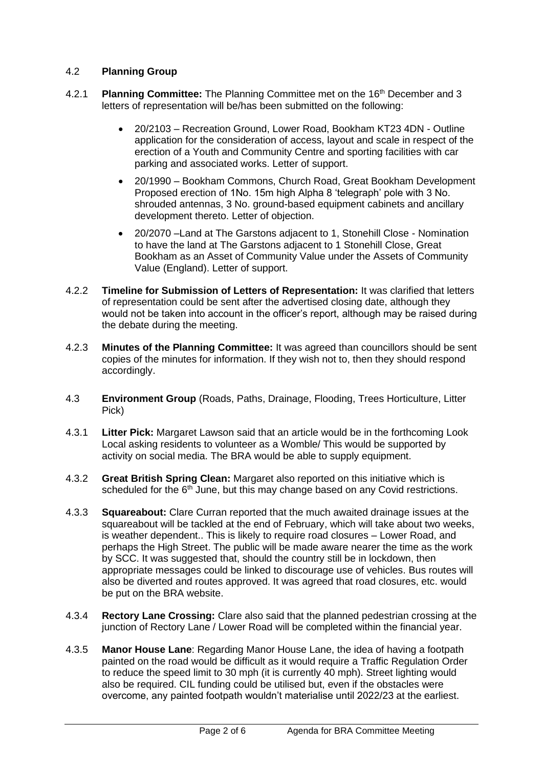### 4.2 **Planning Group**

4.2.1 **Planning Committee:** The Planning Committee met on the 16th December and 3 letters of representation will be/has been submitted on the following:

- 20/2103 – Recreation Ground, Lower Road, Bookham KT23 4DN - Outline application for the consideration of access, layout and scale in respect of the erection of a Youth and Community Centre and sporting facilities with car parking and associated works. Letter of support.
- 20/1990 – Bookham Commons, Church Road, Great Bookham Development Proposed erection of 1No. 15m high Alpha 8 'telegraph' pole with 3 No. shrouded antennas, 3 No. ground-based equipment cabinets and ancillary development thereto. Letter of objection.
- 20/2070 –Land at The Garstons adjacent to 1, Stonehill Close - Nomination to have the land at The Garstons adjacent to 1 Stonehill Close, Great Bookham as an Asset of Community Value under the Assets of Community Value (England). Letter of support.

4.2.2 **Timeline for Submission of Letters of Representation:** It was clarified that letters of representation could be sent after the advertised closing date, although they would not be taken into account in the officer's report, although may be raised during the debate during the meeting.

4.2.3 **Minutes of the Planning Committee:** It was agreed than councillors should be sent copies of the minutes for information. If they wish not to, then they should respond accordingly.

### 4.3 **Environment Group** (Roads, Paths, Drainage, Flooding, Trees Horticulture, Litter Pick)

4.3.1 **Litter Pick:** Margaret Lawson said that an article would be in the forthcoming Look Local asking residents to volunteer as a Womble/ This would be supported by activity on social media. The BRA would be able to supply equipment.

4.3.2 **Great British Spring Clean:** Margaret also reported on this initiative which is scheduled for the 6th June, but this may change based on any Covid restrictions.

4.3.3 **Squareabout:** Clare Curran reported that the much awaited drainage issues at the squareabout will be tackled at the end of February, which will take about two weeks, is weather dependent.. This is likely to require road closures – Lower Road, and perhaps the High Street. The public will be made aware nearer the time as the work by SCC. It was suggested that, should the country still be in lockdown, then appropriate messages could be linked to discourage use of vehicles. Bus routes will also be diverted and routes approved. It was agreed that road closures, etc. would be put on the BRA website.

4.3.4 **Rectory Lane Crossing:** Clare also said that the planned pedestrian crossing at the junction of Rectory Lane / Lower Road will be completed within the financial year.

4.3.5 **Manor House Lane**: Regarding Manor House Lane, the idea of having a footpath painted on the road would be difficult as it would require a Traffic Regulation Order to reduce the speed limit to 30 mph (it is currently 40 mph). Street lighting would also be required. CIL funding could be utilised but, even if the obstacles were overcome, any painted footpath wouldn't materialise until 2022/23 at the earliest.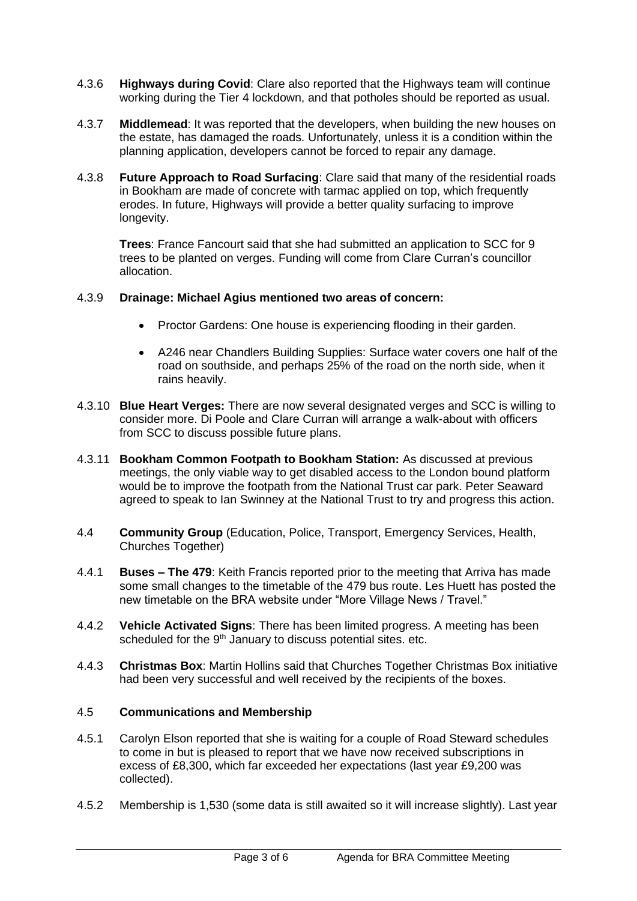4.3.6 **Highways during Covid**: Clare also reported that the Highways team will continue working during the Tier 4 lockdown, and that potholes should be reported as usual.

4.3.7 **Middlemead**: It was reported that the developers, when building the new houses on the estate, has damaged the roads. Unfortunately, unless it is a condition within the planning application, developers cannot be forced to repair any damage.

4.3.8 **Future Approach to Road Surfacing**: Clare said that many of the residential roads in Bookham are made of concrete with tarmac applied on top, which frequently erodes. In future, Highways will provide a better quality surfacing to improve longevity.

**Trees**: France Fancourt said that she had submitted an application to SCC for 9 trees to be planted on verges. Funding will come from Clare Curran's councillor allocation.

4.3.9 **Drainage: Michael Agius mentioned two areas of concern:**

- Proctor Gardens: One house is experiencing flooding in their garden.
- A246 near Chandlers Building Supplies: Surface water covers one half of the road on southside, and perhaps 25% of the road on the north side, when it rains heavily.

4.3.10 **Blue Heart Verges:** There are now several designated verges and SCC is willing to consider more. Di Poole and Clare Curran will arrange a walk-about with officers from SCC to discuss possible future plans.

4.3.11 **Bookham Common Footpath to Bookham Station:** As discussed at previous meetings, the only viable way to get disabled access to the London bound platform would be to improve the footpath from the National Trust car park. Peter Seaward agreed to speak to Ian Swinney at the National Trust to try and progress this action.

4.4 **Community Group** (Education, Police, Transport, Emergency Services, Health, Churches Together)

4.4.1 **Buses – The 479**: Keith Francis reported prior to the meeting that Arriva has made some small changes to the timetable of the 479 bus route. Les Huett has posted the new timetable on the BRA website under "More Village News / Travel."

4.4.2 **Vehicle Activated Signs**: There has been limited progress. A meeting has been scheduled for the 9th January to discuss potential sites. etc.

4.4.3 **Christmas Box**: Martin Hollins said that Churches Together Christmas Box initiative had been very successful and well received by the recipients of the boxes.

## 4.5 Communications and Membership

4.5.1 Carolyn Elson reported that she is waiting for a couple of Road Steward schedules to come in but is pleased to report that we have now received subscriptions in excess of £8,300, which far exceeded her expectations (last year £9,200 was collected).

4.5.2 Membership is 1,530 (some data is still awaited so it will increase slightly). Last year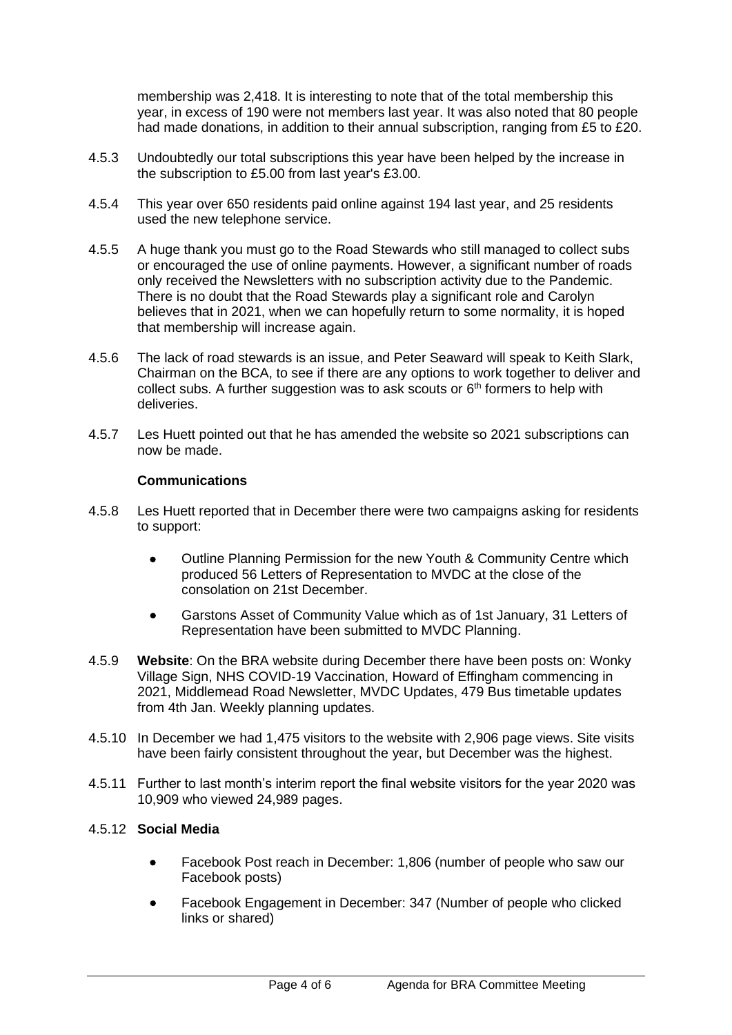membership was 2,418. It is interesting to note that of the total membership this year, in excess of 190 were not members last year. It was also noted that 80 people had made donations, in addition to their annual subscription, ranging from £5 to £20.

4.5.3 Undoubtedly our total subscriptions this year have been helped by the increase in the subscription to £5.00 from last year's £3.00.

4.5.4 This year over 650 residents paid online against 194 last year, and 25 residents used the new telephone service.

4.5.5 A huge thank you must go to the Road Stewards who still managed to collect subs or encouraged the use of online payments. However, a significant number of roads only received the Newsletters with no subscription activity due to the Pandemic. There is no doubt that the Road Stewards play a significant role and Carolyn believes that in 2021, when we can hopefully return to some normality, it is hoped that membership will increase again.

4.5.6 The lack of road stewards is an issue, and Peter Seaward will speak to Keith Slark, Chairman on the BCA, to see if there are any options to work together to deliver and collect subs. A further suggestion was to ask scouts or 6th formers to help with deliveries.

4.5.7 Les Huett pointed out that he has amended the website so 2021 subscriptions can now be made.

**Communications**

4.5.8 Les Huett reported that in December there were two campaigns asking for residents to support:

- Outline Planning Permission for the new Youth & Community Centre which produced 56 Letters of Representation to MVDC at the close of the consolation on 21st December.
- Garstons Asset of Community Value which as of 1st January, 31 Letters of Representation have been submitted to MVDC Planning.

4.5.9 **Website**: On the BRA website during December there have been posts on: Wonky Village Sign, NHS COVID-19 Vaccination, Howard of Effingham commencing in 2021, Middlemead Road Newsletter, MVDC Updates, 479 Bus timetable updates from 4th Jan. Weekly planning updates.

4.5.10 In December we had 1,475 visitors to the website with 2,906 page views. Site visits have been fairly consistent throughout the year, but December was the highest.

4.5.11 Further to last month's interim report the final website visitors for the year 2020 was 10,909 who viewed 24,989 pages.

4.5.12 **Social Media**

- Facebook Post reach in December: 1,806 (number of people who saw our Facebook posts)
- Facebook Engagement in December: 347 (Number of people who clicked links or shared)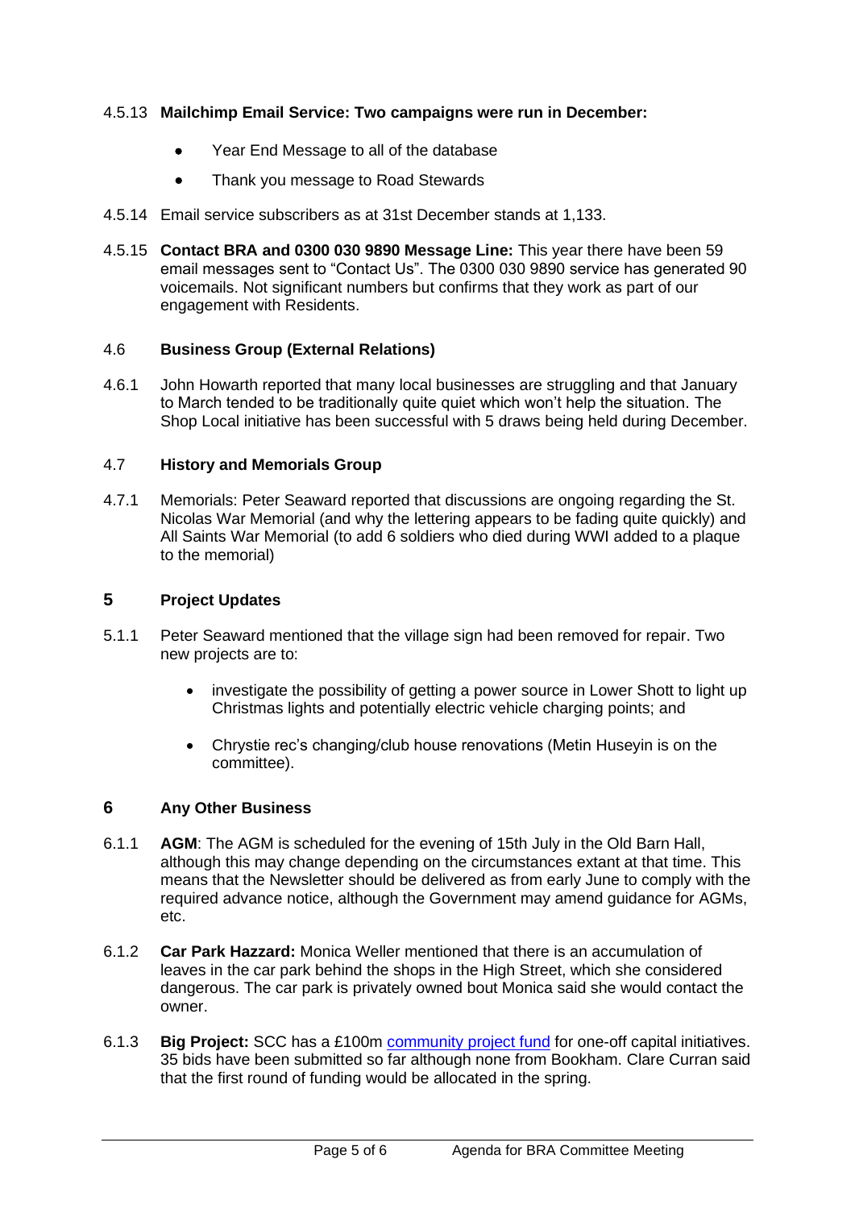4.5.13 **Mailchimp Email Service: Two campaigns were run in December:**

- Year End Message to all of the database
- Thank you message to Road Stewards

4.5.14 Email service subscribers as at 31st December stands at 1,133.

4.5.15 **Contact BRA and 0300 030 9890 Message Line:** This year there have been 59 email messages sent to "Contact Us". The 0300 030 9890 service has generated 90 voicemails. Not significant numbers but confirms that they work as part of our engagement with Residents.

### 4.6 Business Group (External Relations)

4.6.1 John Howarth reported that many local businesses are struggling and that January to March tended to be traditionally quite quiet which won't help the situation. The Shop Local initiative has been successful with 5 draws being held during December.

### 4.7 History and Memorials Group

4.7.1 Memorials: Peter Seaward reported that discussions are ongoing regarding the St. Nicolas War Memorial (and why the lettering appears to be fading quite quickly) and All Saints War Memorial (to add 6 soldiers who died during WWI added to a plaque to the memorial)

## 5 Project Updates

5.1.1 Peter Seaward mentioned that the village sign had been removed for repair. Two new projects are to:

- investigate the possibility of getting a power source in Lower Shott to light up Christmas lights and potentially electric vehicle charging points; and
- Chrystie rec's changing/club house renovations (Metin Huseyin is on the committee).

## 6 Any Other Business

6.1.1 **AGM**: The AGM is scheduled for the evening of 15th July in the Old Barn Hall, although this may change depending on the circumstances extant at that time. This means that the Newsletter should be delivered as from early June to comply with the required advance notice, although the Government may amend guidance for AGMs, etc.

6.1.2 **Car Park Hazzard:** Monica Weller mentioned that there is an accumulation of leaves in the car park behind the shops in the High Street, which she considered dangerous. The car park is privately owned bout Monica said she would contact the owner.

6.1.3 **Big Project:** SCC has a £100m community project fund for one-off capital initiatives. 35 bids have been submitted so far although none from Bookham. Clare Curran said that the first round of funding would be allocated in the spring.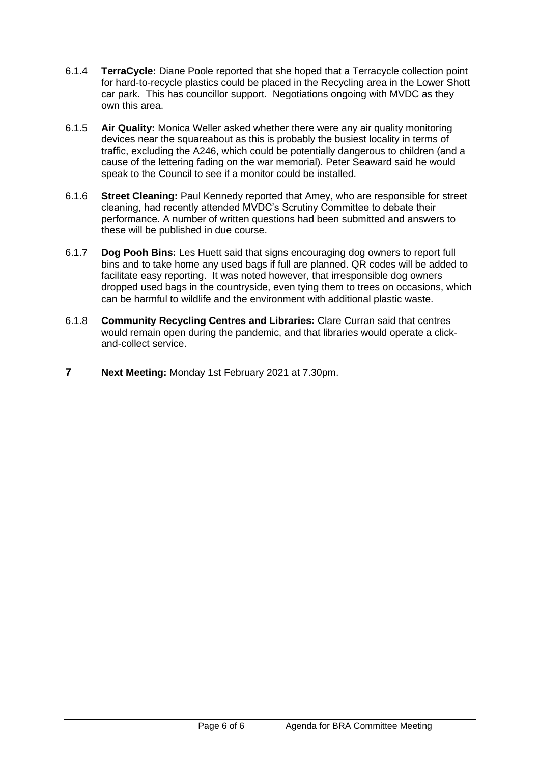6.1.4 **TerraCycle:** Diane Poole reported that she hoped that a Terracycle collection point for hard-to-recycle plastics could be placed in the Recycling area in the Lower Shott car park. This has councillor support. Negotiations ongoing with MVDC as they own this area.

6.1.5 **Air Quality:** Monica Weller asked whether there were any air quality monitoring devices near the squareabout as this is probably the busiest locality in terms of traffic, excluding the A246, which could be potentially dangerous to children (and a cause of the lettering fading on the war memorial). Peter Seaward said he would speak to the Council to see if a monitor could be installed.

6.1.6 **Street Cleaning:** Paul Kennedy reported that Amey, who are responsible for street cleaning, had recently attended MVDC's Scrutiny Committee to debate their performance. A number of written questions had been submitted and answers to these will be published in due course.

6.1.7 **Dog Pooh Bins:** Les Huett said that signs encouraging dog owners to report full bins and to take home any used bags if full are planned. QR codes will be added to facilitate easy reporting. It was noted however, that irresponsible dog owners dropped used bags in the countryside, even tying them to trees on occasions, which can be harmful to wildlife and the environment with additional plastic waste.

6.1.8 **Community Recycling Centres and Libraries:** Clare Curran said that centres would remain open during the pandemic, and that libraries would operate a click-and-collect service.

## 7 Next Meeting: Monday 1st February 2021 at 7.30pm.